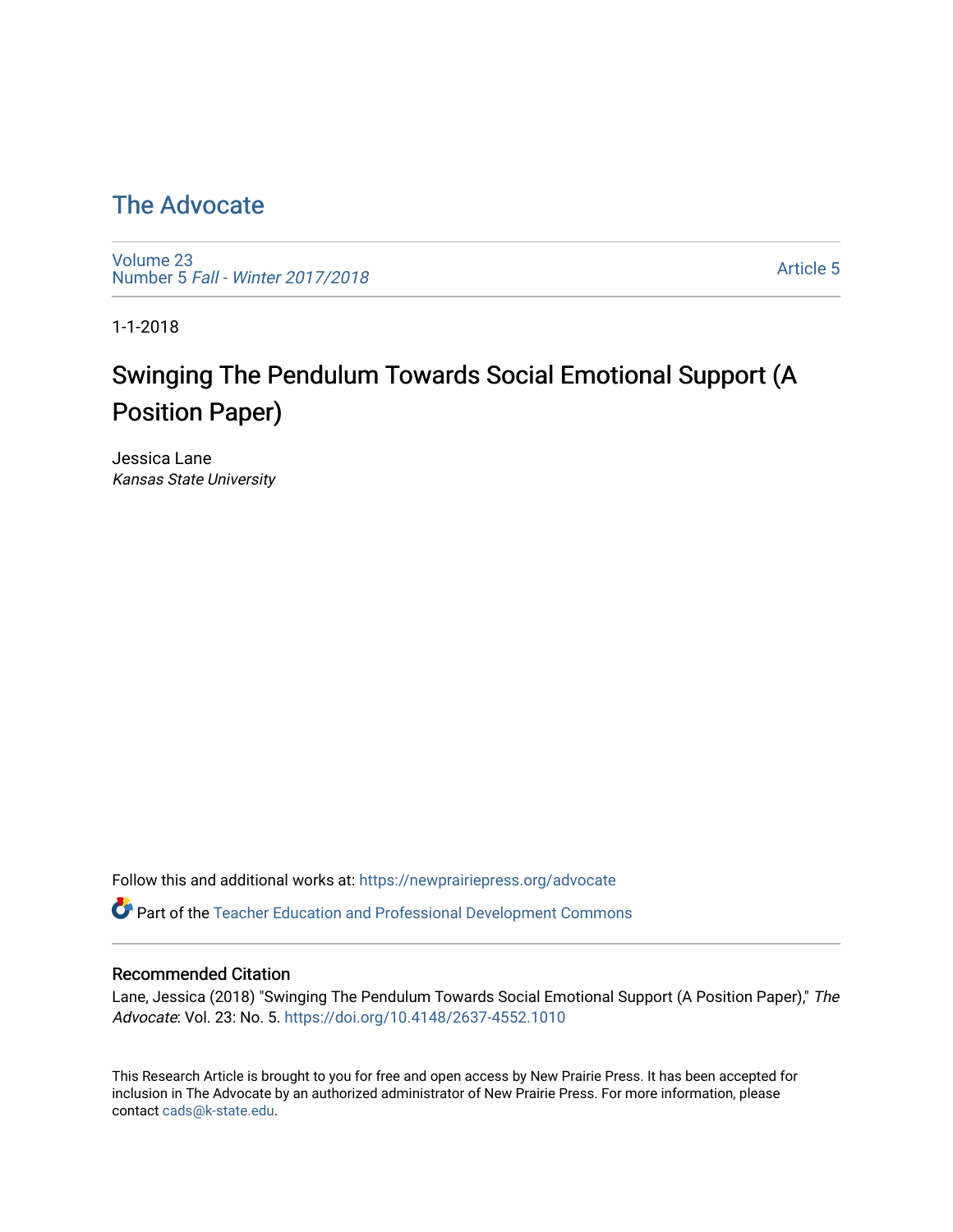# The Advocate

Volume 23
Number 5 *Fall - Winter 2017/2018*

Article 5

1-1-2018

## Swinging The Pendulum Towards Social Emotional Support (A Position Paper)

Jessica Lane
*Kansas State University*

Follow this and additional works at: https://newprairiepress.org/advocate

Part of the Teacher Education and Professional Development Commons

### Recommended Citation

Lane, Jessica (2018) "Swinging The Pendulum Towards Social Emotional Support (A Position Paper)," *The Advocate*: Vol. 23: No. 5. https://doi.org/10.4148/2637-4552.1010

This Research Article is brought to you for free and open access by New Prairie Press. It has been accepted for inclusion in The Advocate by an authorized administrator of New Prairie Press. For more information, please contact cads@k-state.edu.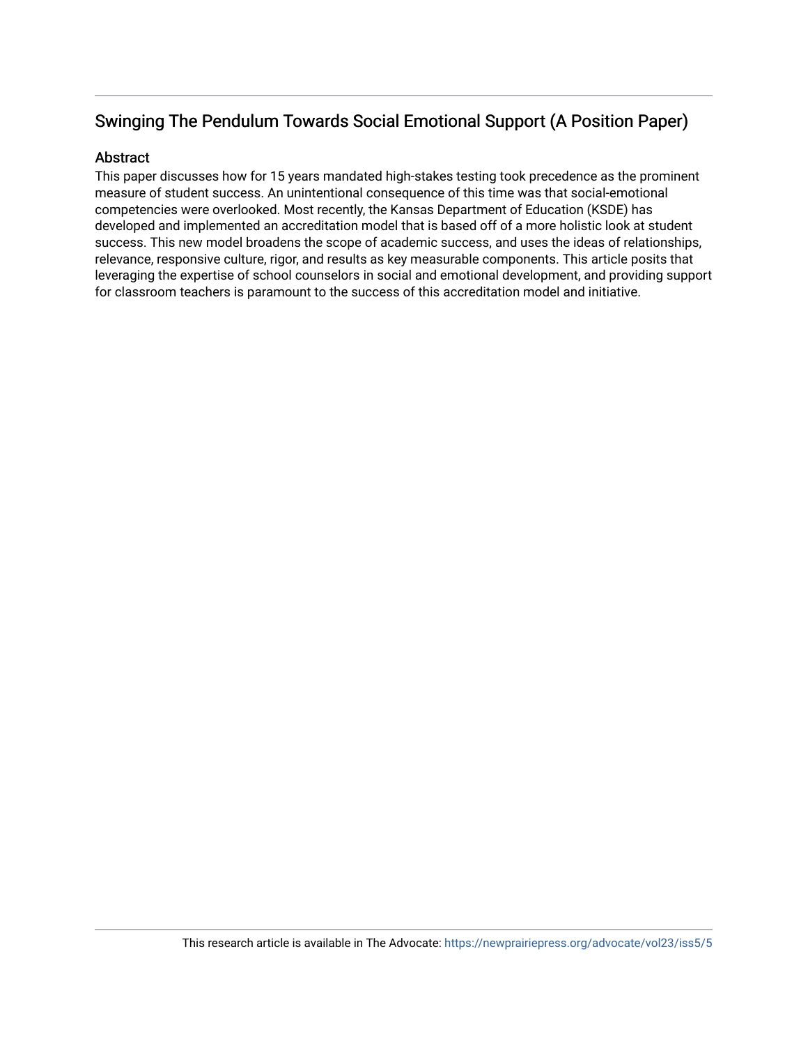## Swinging The Pendulum Towards Social Emotional Support (A Position Paper)

### Abstract

This paper discusses how for 15 years mandated high-stakes testing took precedence as the prominent measure of student success. An unintentional consequence of this time was that social-emotional competencies were overlooked. Most recently, the Kansas Department of Education (KSDE) has developed and implemented an accreditation model that is based off of a more holistic look at student success. This new model broadens the scope of academic success, and uses the ideas of relationships, relevance, responsive culture, rigor, and results as key measurable components. This article posits that leveraging the expertise of school counselors in social and emotional development, and providing support for classroom teachers is paramount to the success of this accreditation model and initiative.

This research article is available in The Advocate: https://newprairiepress.org/advocate/vol23/iss5/5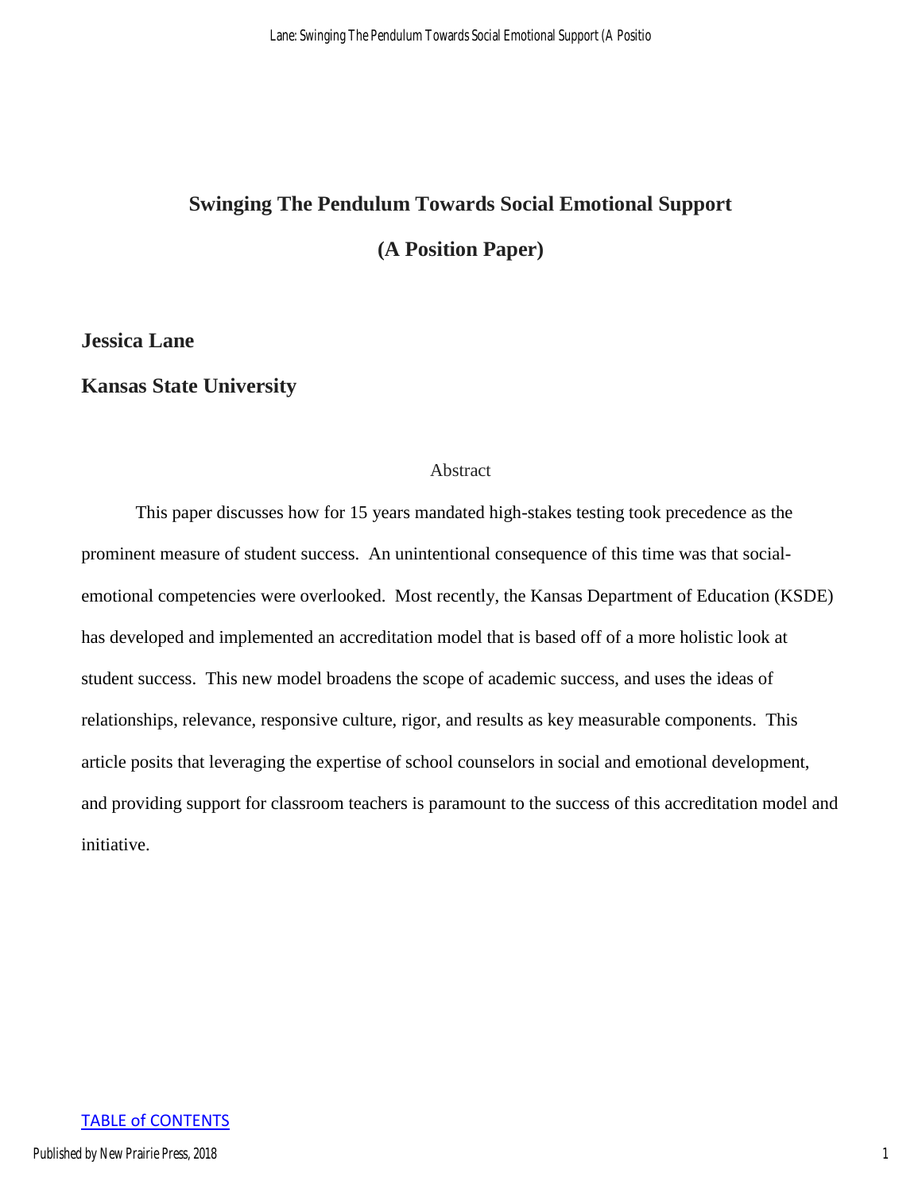# Swinging The Pendulum Towards Social Emotional Support

# (A Position Paper)

**Jessica Lane**

**Kansas State University**

## Abstract

This paper discusses how for 15 years mandated high-stakes testing took precedence as the prominent measure of student success. An unintentional consequence of this time was that social-emotional competencies were overlooked. Most recently, the Kansas Department of Education (KSDE) has developed and implemented an accreditation model that is based off of a more holistic look at student success. This new model broadens the scope of academic success, and uses the ideas of relationships, relevance, responsive culture, rigor, and results as key measurable components. This article posits that leveraging the expertise of school counselors in social and emotional development, and providing support for classroom teachers is paramount to the success of this accreditation model and initiative.

TABLE of CONTENTS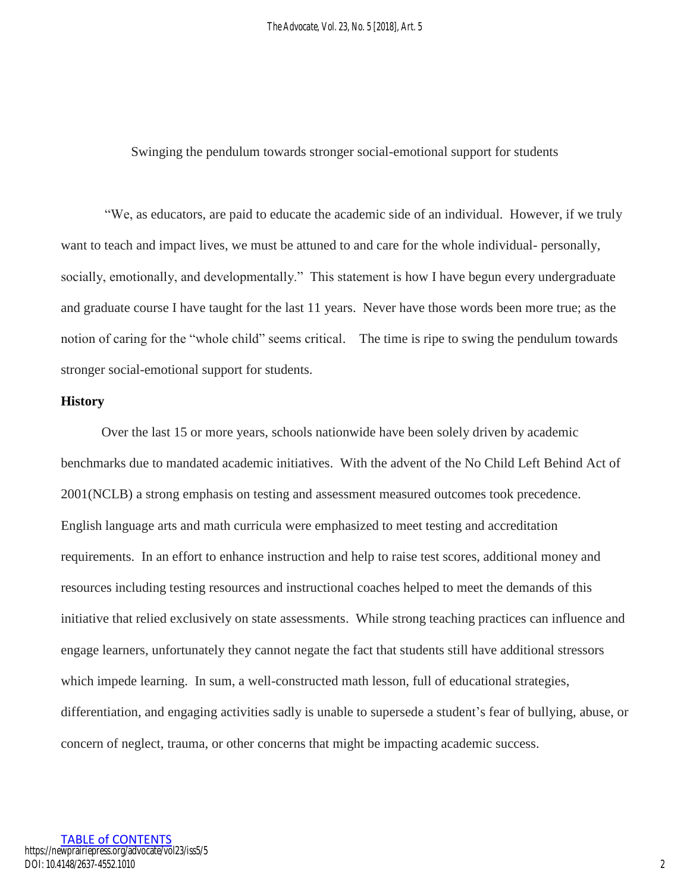Swinging the pendulum towards stronger social-emotional support for students

"We, as educators, are paid to educate the academic side of an individual. However, if we truly want to teach and impact lives, we must be attuned to and care for the whole individual- personally, socially, emotionally, and developmentally." This statement is how I have begun every undergraduate and graduate course I have taught for the last 11 years. Never have those words been more true; as the notion of caring for the "whole child" seems critical. The time is ripe to swing the pendulum towards stronger social-emotional support for students.

## History

Over the last 15 or more years, schools nationwide have been solely driven by academic benchmarks due to mandated academic initiatives. With the advent of the No Child Left Behind Act of 2001(NCLB) a strong emphasis on testing and assessment measured outcomes took precedence. English language arts and math curricula were emphasized to meet testing and accreditation requirements. In an effort to enhance instruction and help to raise test scores, additional money and resources including testing resources and instructional coaches helped to meet the demands of this initiative that relied exclusively on state assessments. While strong teaching practices can influence and engage learners, unfortunately they cannot negate the fact that students still have additional stressors which impede learning. In sum, a well-constructed math lesson, full of educational strategies, differentiation, and engaging activities sadly is unable to supersede a student's fear of bullying, abuse, or concern of neglect, trauma, or other concerns that might be impacting academic success.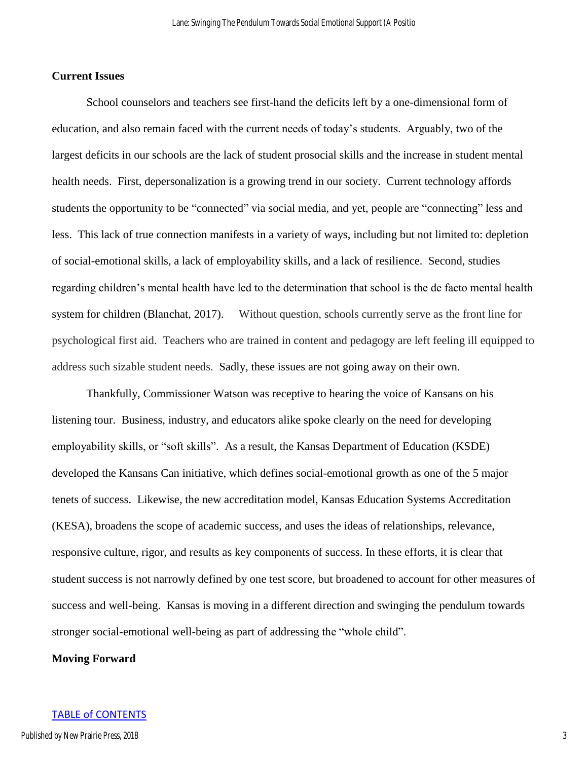**Current Issues**

School counselors and teachers see first-hand the deficits left by a one-dimensional form of education, and also remain faced with the current needs of today's students. Arguably, two of the largest deficits in our schools are the lack of student prosocial skills and the increase in student mental health needs. First, depersonalization is a growing trend in our society. Current technology affords students the opportunity to be "connected" via social media, and yet, people are "connecting" less and less. This lack of true connection manifests in a variety of ways, including but not limited to: depletion of social-emotional skills, a lack of employability skills, and a lack of resilience. Second, studies regarding children's mental health have led to the determination that school is the de facto mental health system for children (Blanchat, 2017). Without question, schools currently serve as the front line for psychological first aid. Teachers who are trained in content and pedagogy are left feeling ill equipped to address such sizable student needs. Sadly, these issues are not going away on their own.

Thankfully, Commissioner Watson was receptive to hearing the voice of Kansans on his listening tour. Business, industry, and educators alike spoke clearly on the need for developing employability skills, or "soft skills". As a result, the Kansas Department of Education (KSDE) developed the Kansans Can initiative, which defines social-emotional growth as one of the 5 major tenets of success. Likewise, the new accreditation model, Kansas Education Systems Accreditation (KESA), broadens the scope of academic success, and uses the ideas of relationships, relevance, responsive culture, rigor, and results as key components of success. In these efforts, it is clear that student success is not narrowly defined by one test score, but broadened to account for other measures of success and well-being. Kansas is moving in a different direction and swinging the pendulum towards stronger social-emotional well-being as part of addressing the "whole child".

**Moving Forward**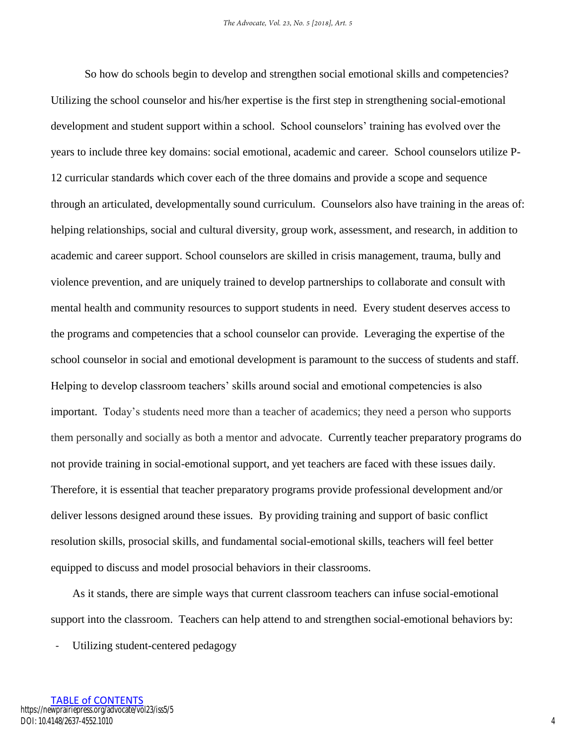So how do schools begin to develop and strengthen social emotional skills and competencies? Utilizing the school counselor and his/her expertise is the first step in strengthening social-emotional development and student support within a school. School counselors' training has evolved over the years to include three key domains: social emotional, academic and career. School counselors utilize P-12 curricular standards which cover each of the three domains and provide a scope and sequence through an articulated, developmentally sound curriculum. Counselors also have training in the areas of: helping relationships, social and cultural diversity, group work, assessment, and research, in addition to academic and career support. School counselors are skilled in crisis management, trauma, bully and violence prevention, and are uniquely trained to develop partnerships to collaborate and consult with mental health and community resources to support students in need. Every student deserves access to the programs and competencies that a school counselor can provide. Leveraging the expertise of the school counselor in social and emotional development is paramount to the success of students and staff. Helping to develop classroom teachers' skills around social and emotional competencies is also important. Today's students need more than a teacher of academics; they need a person who supports them personally and socially as both a mentor and advocate. Currently teacher preparatory programs do not provide training in social-emotional support, and yet teachers are faced with these issues daily. Therefore, it is essential that teacher preparatory programs provide professional development and/or deliver lessons designed around these issues. By providing training and support of basic conflict resolution skills, prosocial skills, and fundamental social-emotional skills, teachers will feel better equipped to discuss and model prosocial behaviors in their classrooms.

As it stands, there are simple ways that current classroom teachers can infuse social-emotional support into the classroom. Teachers can help attend to and strengthen social-emotional behaviors by:

- Utilizing student-centered pedagogy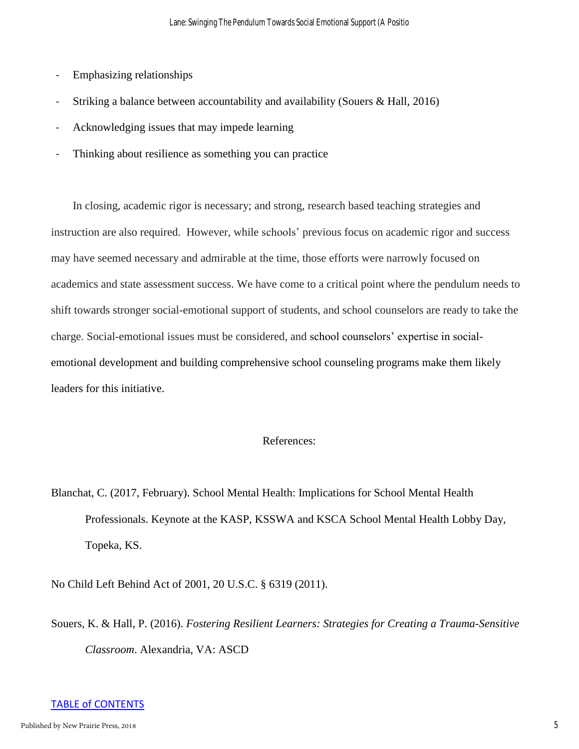- Emphasizing relationships
- Striking a balance between accountability and availability (Souers & Hall, 2016)
- Acknowledging issues that may impede learning
- Thinking about resilience as something you can practice

In closing, academic rigor is necessary; and strong, research based teaching strategies and instruction are also required. However, while schools' previous focus on academic rigor and success may have seemed necessary and admirable at the time, those efforts were narrowly focused on academics and state assessment success. We have come to a critical point where the pendulum needs to shift towards stronger social-emotional support of students, and school counselors are ready to take the charge. Social-emotional issues must be considered, and school counselors' expertise in social-emotional development and building comprehensive school counseling programs make them likely leaders for this initiative.

## References:

Blanchat, C. (2017, February). School Mental Health: Implications for School Mental Health Professionals. Keynote at the KASP, KSSWA and KSCA School Mental Health Lobby Day, Topeka, KS.

No Child Left Behind Act of 2001, 20 U.S.C. § 6319 (2011).

Souers, K. & Hall, P. (2016). *Fostering Resilient Learners: Strategies for Creating a Trauma-Sensitive Classroom*. Alexandria, VA: ASCD

TABLE of CONTENTS